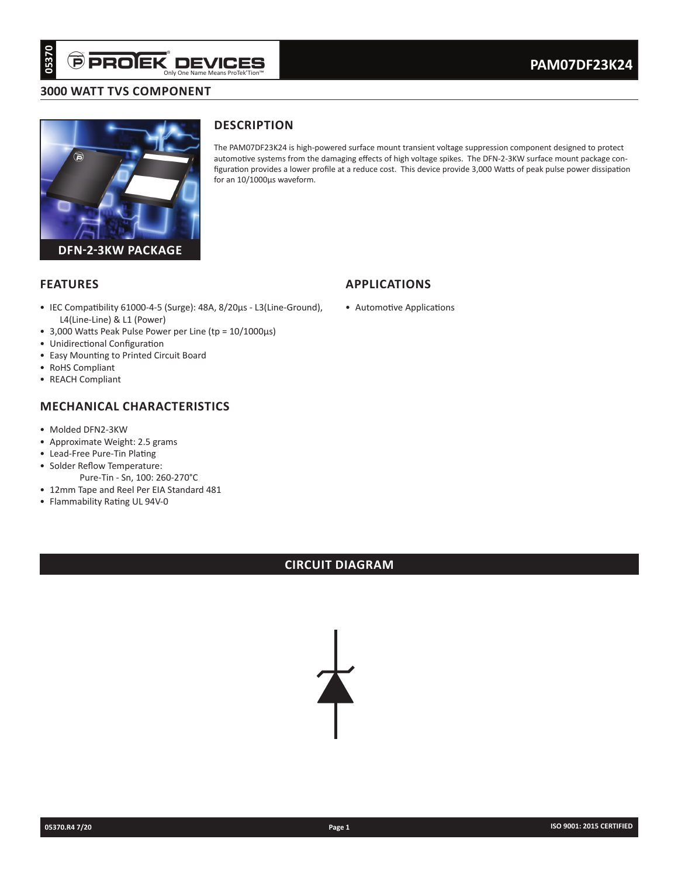# PAM07DF23K24

## 3000 WATT TVS COMPONENT

DFN-2-3KW PACKAGE

## DESCRIPTION

The PAM07DF23K24 is high-powered surface mount transient voltage suppression component designed to protect automotive systems from the damaging effects of high voltage spikes. The DFN-2-3KW surface mount package configuration provides a lower profile at a reduce cost. This device provide 3,000 Watts of peak pulse power dissipation for an 10/1000µs waveform.

## FEATURES

- IEC Compatibility 61000-4-5 (Surge): 48A, 8/20µs - L3(Line-Ground), L4(Line-Line) & L1 (Power)
- 3,000 Watts Peak Pulse Power per Line (tp = 10/1000µs)
- Unidirectional Configuration
- Easy Mounting to Printed Circuit Board
- RoHS Compliant
- REACH Compliant

## APPLICATIONS

- Automotive Applications

## MECHANICAL CHARACTERISTICS

- Molded DFN2-3KW
- Approximate Weight: 2.5 grams
- Lead-Free Pure-Tin Plating
- Solder Reflow Temperature:
  Pure-Tin - Sn, 100: 260-270°C
- 12mm Tape and Reel Per EIA Standard 481
- Flammability Rating UL 94V-0

## CIRCUIT DIAGRAM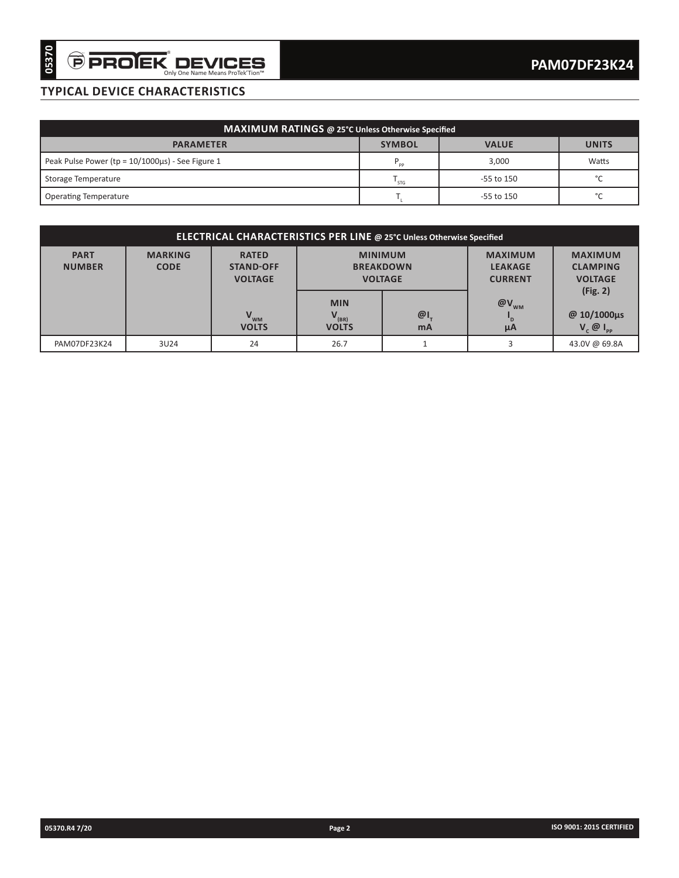## TYPICAL DEVICE CHARACTERISTICS

| MAXIMUM RATINGS @ 25°C Unless Otherwise Specified | | | |
|---|---|---|---|
| PARAMETER | SYMBOL | VALUE | UNITS |
| Peak Pulse Power (tp = 10/1000µs) - See Figure 1 | $P_{PP}$ | 3,000 | Watts |
| Storage Temperature | $T_{STG}$ | -55 to 150 | °C |
| Operating Temperature | $T_L$ | -55 to 150 | °C |

| ELECTRICAL CHARACTERISTICS PER LINE @ 25°C Unless Otherwise Specified | | | | | | |
|---|---|---|---|---|---|---|
| PART NUMBER | MARKING CODE | RATED STAND-OFF VOLTAGE | MINIMUM BREAKDOWN VOLTAGE | | MAXIMUM LEAKAGE CURRENT | MAXIMUM CLAMPING VOLTAGE (Fig. 2) |
| | | $V_{WM}$ VOLTS | MIN $V_{(BR)}$ VOLTS | @$I_T$ mA | @$V_{WM}$ $I_D$ µA | @ 10/1000µs $V_C$ @ $I_{PP}$ |
| PAM07DF23K24 | 3U24 | 24 | 26.7 | 1 | 3 | 43.0V @ 69.8A |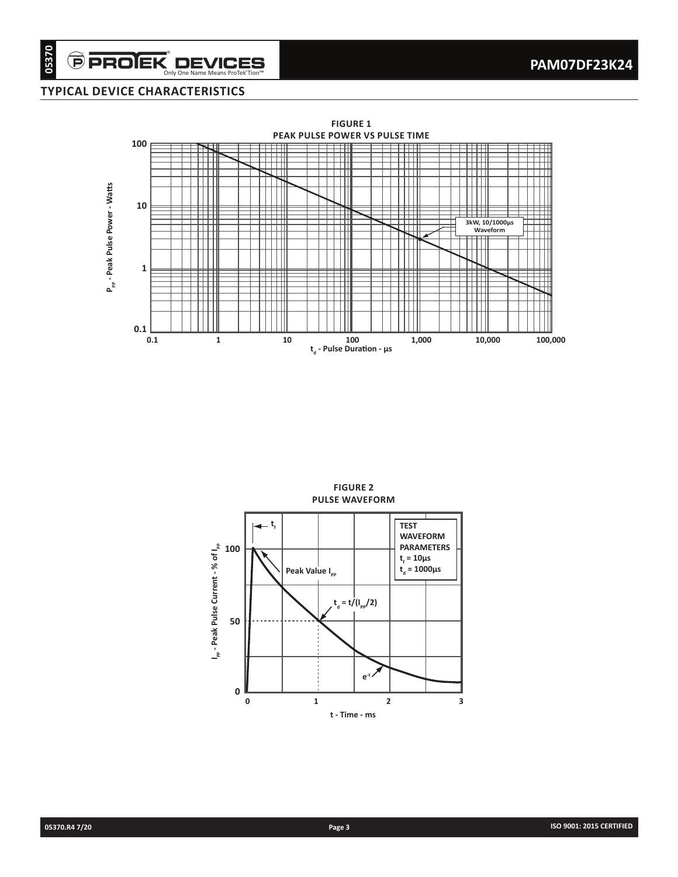## TYPICAL DEVICE CHARACTERISTICS

FIGURE 1
PEAK PULSE POWER VS PULSE TIME

$P_{PP}$ - Peak Pulse Power - Watts

100
10
1
0.1

0.1
1
10
100
1,000
10,000
100,000

$t_d$ - Pulse Duration - µs

3kW, 10/1000µs Waveform

FIGURE 2
PULSE WAVEFORM

$I_{PP}$ - Peak Pulse Current - % of $I_{PP}$

100
50
0

0
1
2
3

t - Time - ms

$t_f$

Peak Value $I_{PP}$

$t_d = t/(I_{PP}/2)$

$e^{-t}$

TEST WAVEFORM PARAMETERS
$t_f$ = 10µs
$t_d$ = 1000µs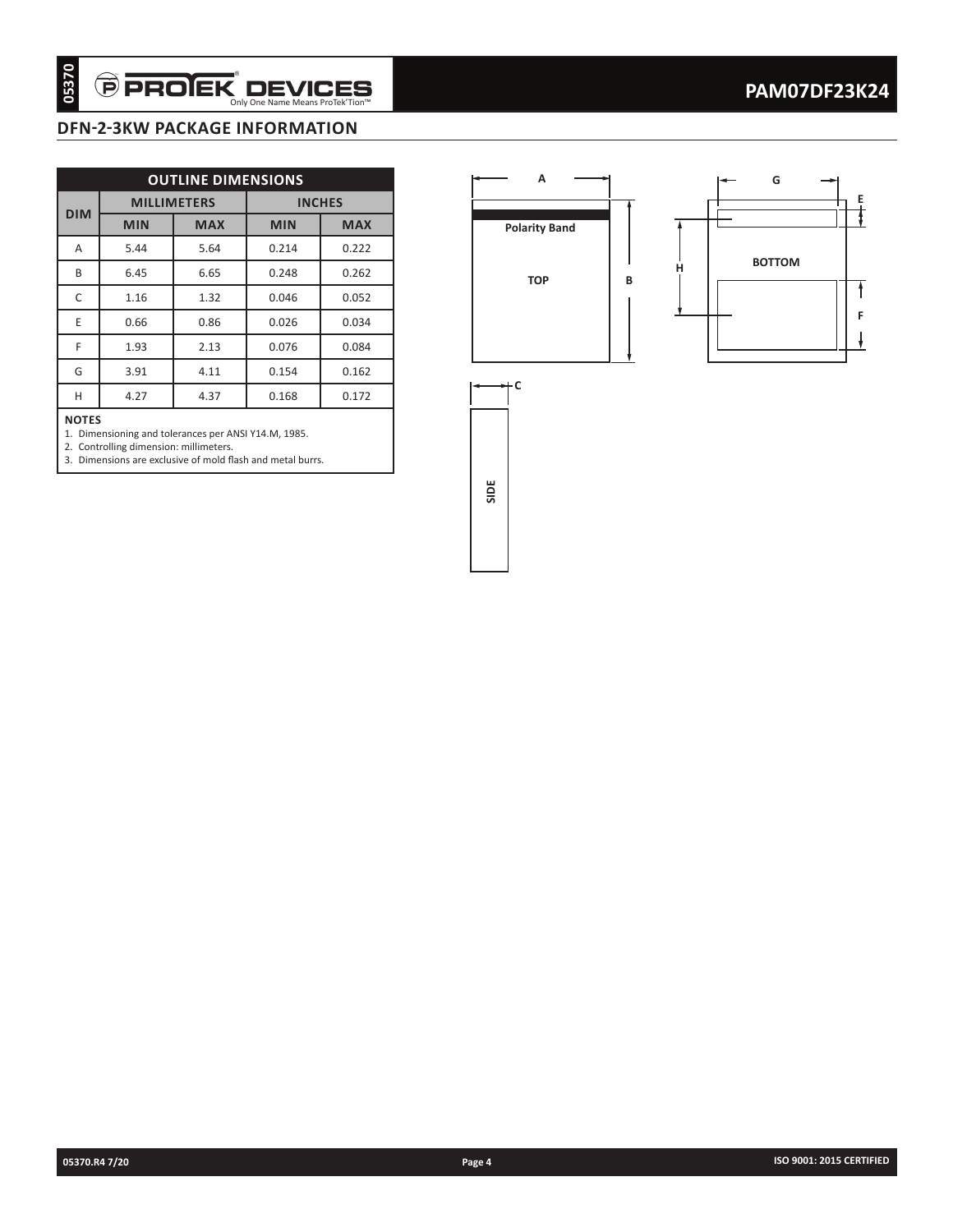## DFN-2-3KW PACKAGE INFORMATION

| OUTLINE DIMENSIONS | | | | |
|---|---|---|---|---|
| DIM | MILLIMETERS | | INCHES | |
| | MIN | MAX | MIN | MAX |
| A | 5.44 | 5.64 | 0.214 | 0.222 |
| B | 6.45 | 6.65 | 0.248 | 0.262 |
| C | 1.16 | 1.32 | 0.046 | 0.052 |
| E | 0.66 | 0.86 | 0.026 | 0.034 |
| F | 1.93 | 2.13 | 0.076 | 0.084 |
| G | 3.91 | 4.11 | 0.154 | 0.162 |
| H | 4.27 | 4.37 | 0.168 | 0.172 |

**NOTES**

1. Dimensioning and tolerances per ANSI Y14.M, 1985.
2. Controlling dimension: millimeters.
3. Dimensions are exclusive of mold flash and metal burrs.

A

Polarity Band

TOP

B

G

E

H

BOTTOM

F

C

SIDE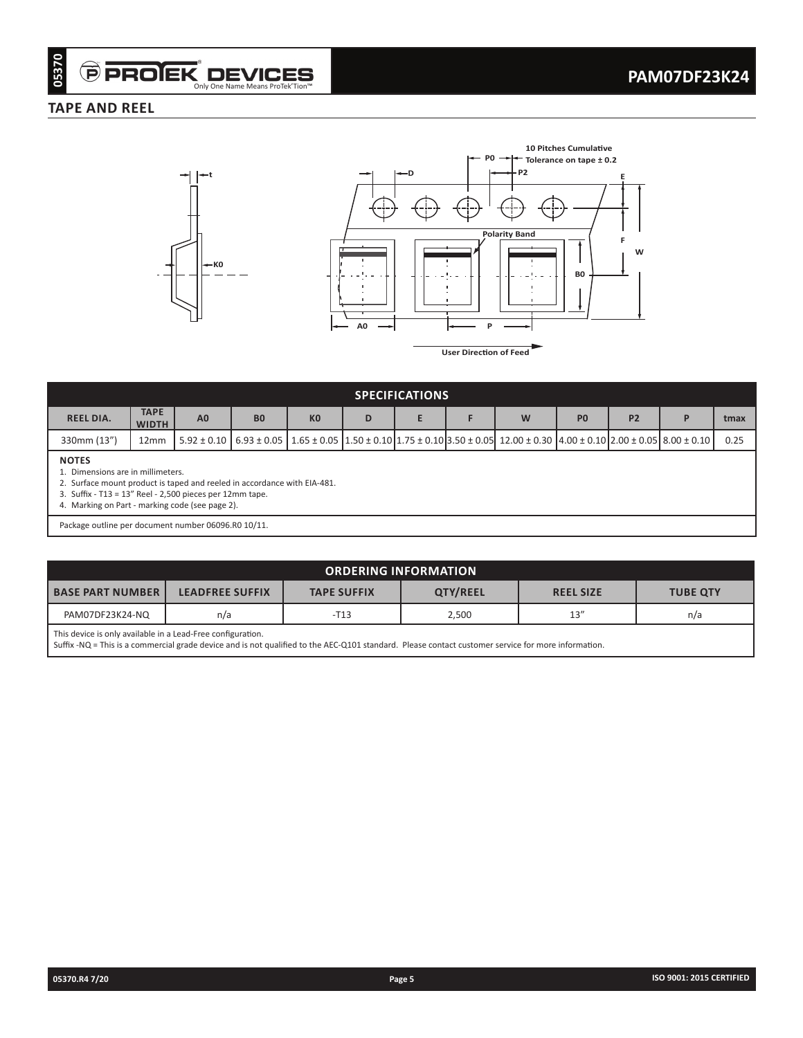## TAPE AND REEL

t

K0

D

P0

10 Pitches Cumulative Tolerance on tape ± 0.2

P2

E

Polarity Band

F

W

B0

A0

P

User Direction of Feed

| SPECIFICATIONS | | | | | | | | | | | | |
|---|---|---|---|---|---|---|---|---|---|---|---|---|
| REEL DIA. | TAPE WIDTH | A0 | B0 | K0 | D | E | F | W | P0 | P2 | P | tmax |
| 330mm (13") | 12mm | 5.92 ± 0.10 | 6.93 ± 0.05 | 1.65 ± 0.05 | 1.50 ± 0.10 | 1.75 ± 0.10 | 3.50 ± 0.05 | 12.00 ± 0.30 | 4.00 ± 0.10 | 2.00 ± 0.05 | 8.00 ± 0.10 | 0.25 |

**NOTES**
1. Dimensions are in millimeters.
2. Surface mount product is taped and reeled in accordance with EIA-481.
3. Suffix - T13 = 13" Reel - 2,500 pieces per 12mm tape.
4. Marking on Part - marking code (see page 2).

Package outline per document number 06096.R0 10/11.

| ORDERING INFORMATION | | | | | |
|---|---|---|---|---|---|
| BASE PART NUMBER | LEADFREE SUFFIX | TAPE SUFFIX | QTY/REEL | REEL SIZE | TUBE QTY |
| PAM07DF23K24-NQ | n/a | -T13 | 2,500 | 13" | n/a |

This device is only available in a Lead-Free configuration.
Suffix -NQ = This is a commercial grade device and is not qualified to the AEC-Q101 standard. Please contact customer service for more information.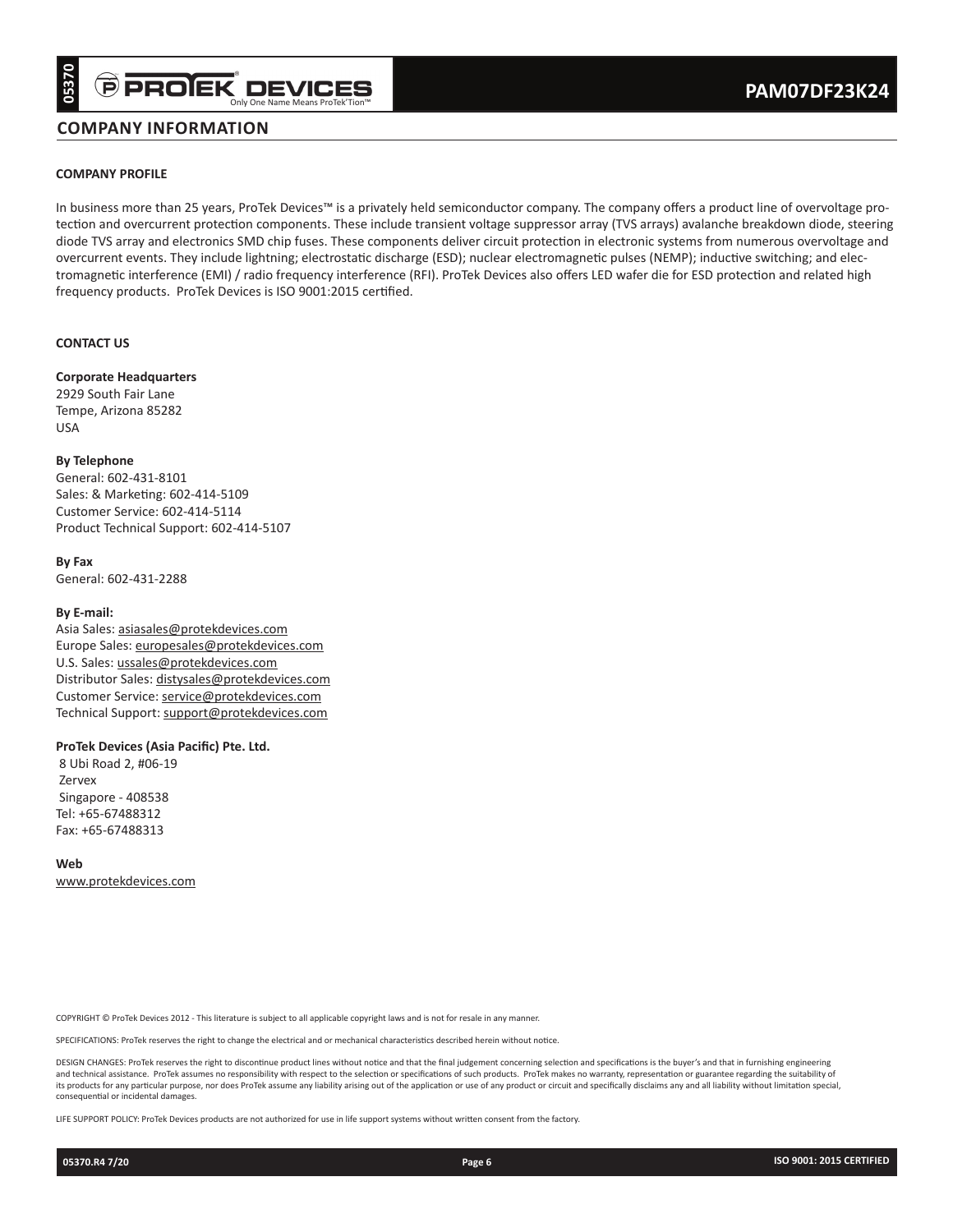## COMPANY INFORMATION

**COMPANY PROFILE**

In business more than 25 years, ProTek Devices™ is a privately held semiconductor company. The company offers a product line of overvoltage protection and overcurrent protection components. These include transient voltage suppressor array (TVS arrays) avalanche breakdown diode, steering diode TVS array and electronics SMD chip fuses. These components deliver circuit protection in electronic systems from numerous overvoltage and overcurrent events. They include lightning; electrostatic discharge (ESD); nuclear electromagnetic pulses (NEMP); inductive switching; and electromagnetic interference (EMI) / radio frequency interference (RFI). ProTek Devices also offers LED wafer die for ESD protection and related high frequency products. ProTek Devices is ISO 9001:2015 certified.

**CONTACT US**

**Corporate Headquarters**
2929 South Fair Lane
Tempe, Arizona 85282
USA

**By Telephone**
General: 602-431-8101
Sales: & Marketing: 602-414-5109
Customer Service: 602-414-5114
Product Technical Support: 602-414-5107

**By Fax**
General: 602-431-2288

**By E-mail:**
Asia Sales: asiasales@protekdevices.com
Europe Sales: europesales@protekdevices.com
U.S. Sales: ussales@protekdevices.com
Distributor Sales: distysales@protekdevices.com
Customer Service: service@protekdevices.com
Technical Support: support@protekdevices.com

**ProTek Devices (Asia Pacific) Pte. Ltd.**
8 Ubi Road 2, #06-19
Zervex
Singapore - 408538
Tel: +65-67488312
Fax: +65-67488313

**Web**
www.protekdevices.com

COPYRIGHT © ProTek Devices 2012 - This literature is subject to all applicable copyright laws and is not for resale in any manner.

SPECIFICATIONS: ProTek reserves the right to change the electrical and or mechanical characteristics described herein without notice.

DESIGN CHANGES: ProTek reserves the right to discontinue product lines without notice and that the final judgement concerning selection and specifications is the buyer's and that in furnishing engineering and technical assistance. ProTek assumes no responsibility with respect to the selection or specifications of such products. ProTek makes no warranty, representation or guarantee regarding the suitability of its products for any particular purpose, nor does ProTek assume any liability arising out of the application or use of any product or circuit and specifically disclaims any and all liability without limitation special, consequential or incidental damages.

LIFE SUPPORT POLICY: ProTek Devices products are not authorized for use in life support systems without written consent from the factory.